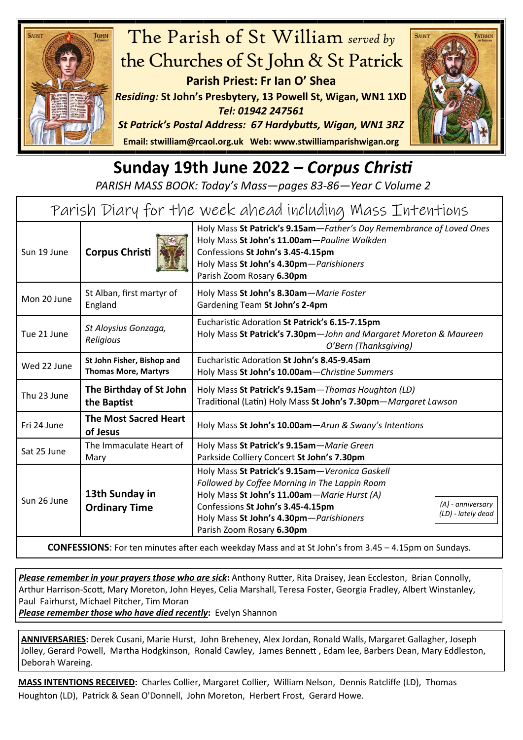# The Parish of St William *served by* the Churches of St John & St Patrick

**Parish Priest: Fr Ian O' Shea**

***Residing:* St John's Presbytery, 13 Powell St, Wigan, WN1 1XD**

***Tel: 01942 247561***

***St Patrick's Postal Address: 67 Hardybutts, Wigan, WN1 3RZ***

**Email: stwilliam@rcaol.org.uk Web: www.stwilliamparishwigan.org**

## Sunday 19th June 2022 – *Corpus Christi*

*PARISH MASS BOOK: Today's Mass—pages 83-86—Year C Volume 2*

### Parish Diary for the week ahead including Mass Intentions

| | | |
|---|---|---|
| Sun 19 June | **Corpus Christi** | Holy Mass **St Patrick's 9.15am**—*Father's Day Remembrance of Loved Ones*<br>Holy Mass **St John's 11.00am**—*Pauline Walkden*<br>Confessions **St John's 3.45-4.15pm**<br>Holy Mass **St John's 4.30pm**—*Parishioners*<br>Parish Zoom Rosary **6.30pm** |
| Mon 20 June | St Alban, first martyr of England | Holy Mass **St John's 8.30am**—*Marie Foster*<br>Gardening Team **St John's 2-4pm** |
| Tue 21 June | *St Aloysius Gonzaga, Religious* | Eucharistic Adoration **St Patrick's 6.15-7.15pm**<br>Holy Mass **St Patrick's 7.30pm**—*John and Margaret Moreton & Maureen O'Bern (Thanksgiving)* |
| Wed 22 June | **St John Fisher, Bishop and Thomas More, Martyrs** | Eucharistic Adoration **St John's 8.45-9.45am**<br>Holy Mass **St John's 10.00am**—*Christine Summers* |
| Thu 23 June | **The Birthday of St John the Baptist** | Holy Mass **St Patrick's 9.15am**—*Thomas Houghton (LD)*<br>Traditional (Latin) Holy Mass **St John's 7.30pm**—*Margaret Lawson* |
| Fri 24 June | **The Most Sacred Heart of Jesus** | Holy Mass **St John's 10.00am**—*Arun & Swany's Intentions* |
| Sat 25 June | The Immaculate Heart of Mary | Holy Mass **St Patrick's 9.15am**—*Marie Green*<br>Parkside Colliery Concert **St John's 7.30pm** |
| Sun 26 June | **13th Sunday in Ordinary Time** | Holy Mass **St Patrick's 9.15am**—*Veronica Gaskell*<br>*Followed by Coffee Morning in The Lappin Room*<br>Holy Mass **St John's 11.00am**—*Marie Hurst (A)*<br>Confessions **St John's 3.45-4.15pm**<br>Holy Mass **St John's 4.30pm**—*Parishioners*<br>Parish Zoom Rosary **6.30pm**<br>*(A) - anniversary (LD) - lately dead* |

**CONFESSIONS**: For ten minutes after each weekday Mass and at St John's from 3.45 – 4.15pm on Sundays.

***Please remember in your prayers those who are sick*:** Anthony Rutter, Rita Draisey, Jean Eccleston, Brian Connolly, Arthur Harrison-Scott, Mary Moreton, John Heyes, Celia Marshall, Teresa Foster, Georgia Fradley, Albert Winstanley, Paul Fairhurst, Michael Pitcher, Tim Moran

***Please remember those who have died recently*:** Evelyn Shannon

**ANNIVERSARIES:** Derek Cusani, Marie Hurst, John Breheney, Alex Jordan, Ronald Walls, Margaret Gallagher, Joseph Jolley, Gerard Powell, Martha Hodgkinson, Ronald Cawley, James Bennett , Edam lee, Barbers Dean, Mary Eddleston, Deborah Wareing.

**MASS INTENTIONS RECEIVED:** Charles Collier, Margaret Collier, William Nelson, Dennis Ratcliffe (LD), Thomas Houghton (LD), Patrick & Sean O'Donnell, John Moreton, Herbert Frost, Gerard Howe.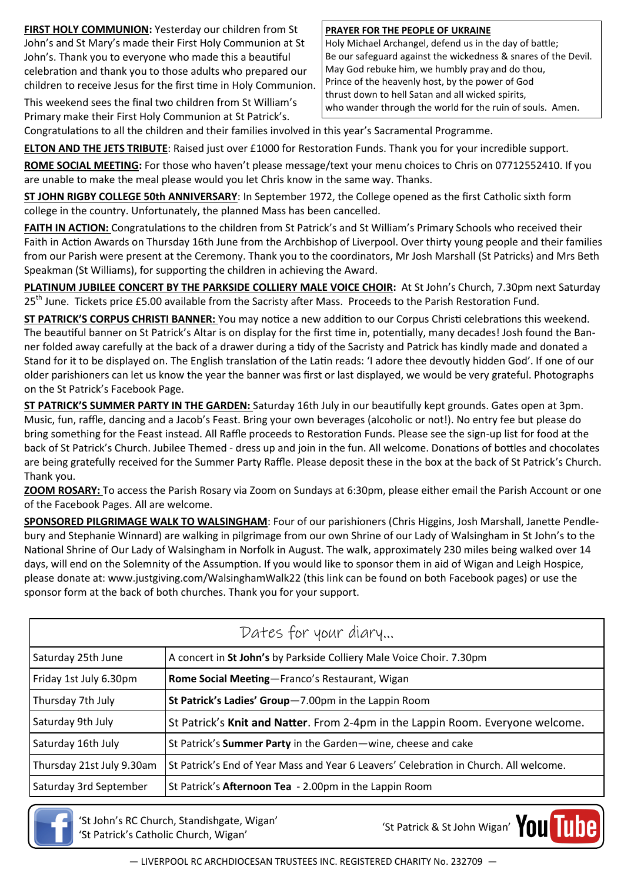**FIRST HOLY COMMUNION:** Yesterday our children from St John's and St Mary's made their First Holy Communion at St John's. Thank you to everyone who made this a beautiful celebration and thank you to those adults who prepared our children to receive Jesus for the first time in Holy Communion.

This weekend sees the final two children from St William's Primary make their First Holy Communion at St Patrick's. Congratulations to all the children and their families involved in this year's Sacramental Programme.

**PRAYER FOR THE PEOPLE OF UKRAINE**

Holy Michael Archangel, defend us in the day of battle;
Be our safeguard against the wickedness & snares of the Devil.
May God rebuke him, we humbly pray and do thou,
Prince of the heavenly host, by the power of God
thrust down to hell Satan and all wicked spirits,
who wander through the world for the ruin of souls. Amen.

**ELTON AND THE JETS TRIBUTE**: Raised just over £1000 for Restoration Funds. Thank you for your incredible support.

**ROME SOCIAL MEETING:** For those who haven't please message/text your menu choices to Chris on 07712552410. If you are unable to make the meal please would you let Chris know in the same way. Thanks.

**ST JOHN RIGBY COLLEGE 50th ANNIVERSARY**: In September 1972, the College opened as the first Catholic sixth form college in the country. Unfortunately, the planned Mass has been cancelled.

**FAITH IN ACTION:** Congratulations to the children from St Patrick's and St William's Primary Schools who received their Faith in Action Awards on Thursday 16th June from the Archbishop of Liverpool. Over thirty young people and their families from our Parish were present at the Ceremony. Thank you to the coordinators, Mr Josh Marshall (St Patricks) and Mrs Beth Speakman (St Williams), for supporting the children in achieving the Award.

**PLATINUM JUBILEE CONCERT BY THE PARKSIDE COLLIERY MALE VOICE CHOIR:** At St John's Church, 7.30pm next Saturday 25th June. Tickets price £5.00 available from the Sacristy after Mass. Proceeds to the Parish Restoration Fund.

**ST PATRICK'S CORPUS CHRISTI BANNER:** You may notice a new addition to our Corpus Christi celebrations this weekend. The beautiful banner on St Patrick's Altar is on display for the first time in, potentially, many decades! Josh found the Banner folded away carefully at the back of a drawer during a tidy of the Sacristy and Patrick has kindly made and donated a Stand for it to be displayed on. The English translation of the Latin reads: 'I adore thee devoutly hidden God'. If one of our older parishioners can let us know the year the banner was first or last displayed, we would be very grateful. Photographs on the St Patrick's Facebook Page.

**ST PATRICK'S SUMMER PARTY IN THE GARDEN:** Saturday 16th July in our beautifully kept grounds. Gates open at 3pm. Music, fun, raffle, dancing and a Jacob's Feast. Bring your own beverages (alcoholic or not!). No entry fee but please do bring something for the Feast instead. All Raffle proceeds to Restoration Funds. Please see the sign-up list for food at the back of St Patrick's Church. Jubilee Themed - dress up and join in the fun. All welcome. Donations of bottles and chocolates are being gratefully received for the Summer Party Raffle. Please deposit these in the box at the back of St Patrick's Church. Thank you.

**ZOOM ROSARY:** To access the Parish Rosary via Zoom on Sundays at 6:30pm, please either email the Parish Account or one of the Facebook Pages. All are welcome.

**SPONSORED PILGRIMAGE WALK TO WALSINGHAM**: Four of our parishioners (Chris Higgins, Josh Marshall, Janette Pendlebury and Stephanie Winnard) are walking in pilgrimage from our own Shrine of our Lady of Walsingham in St John's to the National Shrine of Our Lady of Walsingham in Norfolk in August. The walk, approximately 230 miles being walked over 14 days, will end on the Solemnity of the Assumption. If you would like to sponsor them in aid of Wigan and Leigh Hospice, please donate at: www.justgiving.com/WalsinghamWalk22 (this link can be found on both Facebook pages) or use the sponsor form at the back of both churches. Thank you for your support.

## Dates for your diary...

| | |
|---|---|
| Saturday 25th June | A concert in **St John's** by Parkside Colliery Male Voice Choir. 7.30pm |
| Friday 1st July 6.30pm | **Rome Social Meeting**—Franco's Restaurant, Wigan |
| Thursday 7th July | **St Patrick's Ladies' Group**—7.00pm in the Lappin Room |
| Saturday 9th July | St Patrick's **Knit and Natter**. From 2-4pm in the Lappin Room. Everyone welcome. |
| Saturday 16th July | St Patrick's **Summer Party** in the Garden—wine, cheese and cake |
| Thursday 21st July 9.30am | St Patrick's End of Year Mass and Year 6 Leavers' Celebration in Church. All welcome. |
| Saturday 3rd September | St Patrick's **Afternoon Tea** - 2.00pm in the Lappin Room |

'St John's RC Church, Standishgate, Wigan'
'St Patrick's Catholic Church, Wigan'

'St Patrick & St John Wigan' YouTube

— LIVERPOOL RC ARCHDIOCESAN TRUSTEES INC. REGISTERED CHARITY No. 232709 —